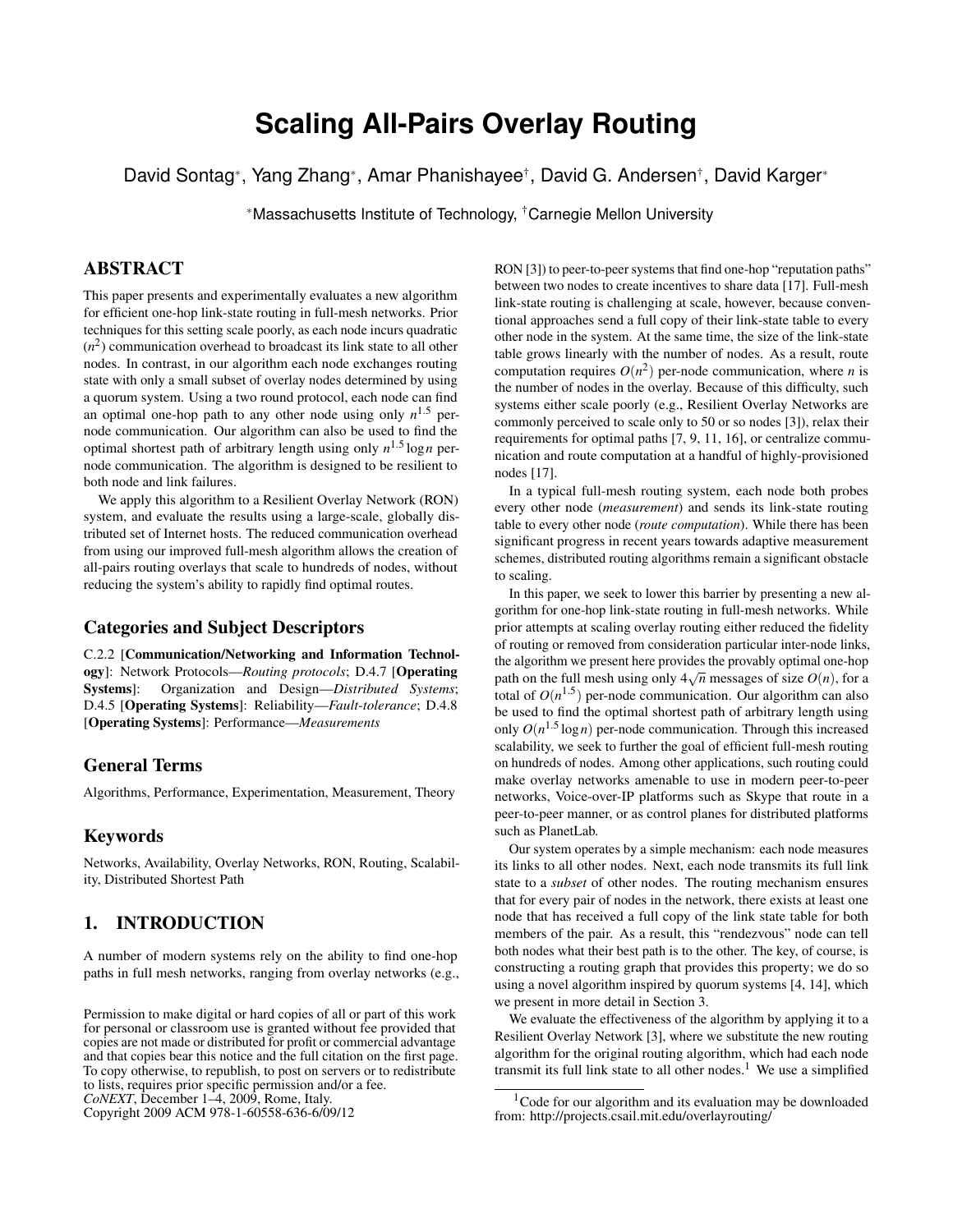# Scaling All-Pairs Overlay Routing

David Sontag*, Yang Zhang*, Amar Phanishayee†, David G. Andersen†, David Karger*

*Massachusetts Institute of Technology, †Carnegie Mellon University

## ABSTRACT

This paper presents and experimentally evaluates a new algorithm for efficient one-hop link-state routing in full-mesh networks. Prior techniques for this setting scale poorly, as each node incurs quadratic ($n^2$) communication overhead to broadcast its link state to all other nodes. In contrast, in our algorithm each node exchanges routing state with only a small subset of overlay nodes determined by using a quorum system. Using a two round protocol, each node can find an optimal one-hop path to any other node using only $n^{1.5}$ per-node communication. Our algorithm can also be used to find the optimal shortest path of arbitrary length using only $n^{1.5} \log n$ per-node communication. The algorithm is designed to be resilient to both node and link failures.

We apply this algorithm to a Resilient Overlay Network (RON) system, and evaluate the results using a large-scale, globally distributed set of Internet hosts. The reduced communication overhead from using our improved full-mesh algorithm allows the creation of all-pairs routing overlays that scale to hundreds of nodes, without reducing the system's ability to rapidly find optimal routes.

## Categories and Subject Descriptors

C.2.2 [**Communication/Networking and Information Technology**]: Network Protocols—*Routing protocols*; D.4.7 [**Operating Systems**]: Organization and Design—*Distributed Systems*; D.4.5 [**Operating Systems**]: Reliability—*Fault-tolerance*; D.4.8 [**Operating Systems**]: Performance—*Measurements*

## General Terms

Algorithms, Performance, Experimentation, Measurement, Theory

## Keywords

Networks, Availability, Overlay Networks, RON, Routing, Scalability, Distributed Shortest Path

## 1. INTRODUCTION

A number of modern systems rely on the ability to find one-hop paths in full mesh networks, ranging from overlay networks (e.g., RON [3]) to peer-to-peer systems that find one-hop "reputation paths" between two nodes to create incentives to share data [17]. Full-mesh link-state routing is challenging at scale, however, because conventional approaches send a full copy of their link-state table to every other node in the system. At the same time, the size of the link-state table grows linearly with the number of nodes. As a result, route computation requires $O(n^2)$ per-node communication, where $n$ is the number of nodes in the overlay. Because of this difficulty, such systems either scale poorly (e.g., Resilient Overlay Networks are commonly perceived to scale only to 50 or so nodes [3]), relax their requirements for optimal paths [7, 9, 11, 16], or centralize communication and route computation at a handful of highly-provisioned nodes [17].

In a typical full-mesh routing system, each node both probes every other node (*measurement*) and sends its link-state routing table to every other node (*route computation*). While there has been significant progress in recent years towards adaptive measurement schemes, distributed routing algorithms remain a significant obstacle to scaling.

In this paper, we seek to lower this barrier by presenting a new algorithm for one-hop link-state routing in full-mesh networks. While prior attempts at scaling overlay routing either reduced the fidelity of routing or removed from consideration particular inter-node links, the algorithm we present here provides the provably optimal one-hop path on the full mesh using only $4\sqrt{n}$ messages of size $O(n)$, for a total of $O(n^{1.5})$ per-node communication. Our algorithm can also be used to find the optimal shortest path of arbitrary length using only $O(n^{1.5} \log n)$ per-node communication. Through this increased scalability, we seek to further the goal of efficient full-mesh routing on hundreds of nodes. Among other applications, such routing could make overlay networks amenable to use in modern peer-to-peer networks, Voice-over-IP platforms such as Skype that route in a peer-to-peer manner, or as control planes for distributed platforms such as PlanetLab.

Our system operates by a simple mechanism: each node measures its links to all other nodes. Next, each node transmits its full link state to a *subset* of other nodes. The routing mechanism ensures that for every pair of nodes in the network, there exists at least one node that has received a full copy of the link state table for both members of the pair. As a result, this "rendezvous" node can tell both nodes what their best path is to the other. The key, of course, is constructing a routing graph that provides this property; we do so using a novel algorithm inspired by quorum systems [4, 14], which we present in more detail in Section 3.

We evaluate the effectiveness of the algorithm by applying it to a Resilient Overlay Network [3], where we substitute the new routing algorithm for the original routing algorithm, which had each node transmit its full link state to all other nodes.[1] We use a simplified

[1] Code for our algorithm and its evaluation may be downloaded from: http://projects.csail.mit.edu/overlayrouting/

Permission to make digital or hard copies of all or part of this work for personal or classroom use is granted without fee provided that copies are not made or distributed for profit or commercial advantage and that copies bear this notice and the full citation on the first page. To copy otherwise, to republish, to post on servers or to redistribute to lists, requires prior specific permission and/or a fee.
*CoNEXT*, December 1–4, 2009, Rome, Italy.
Copyright 2009 ACM 978-1-60558-636-6/09/12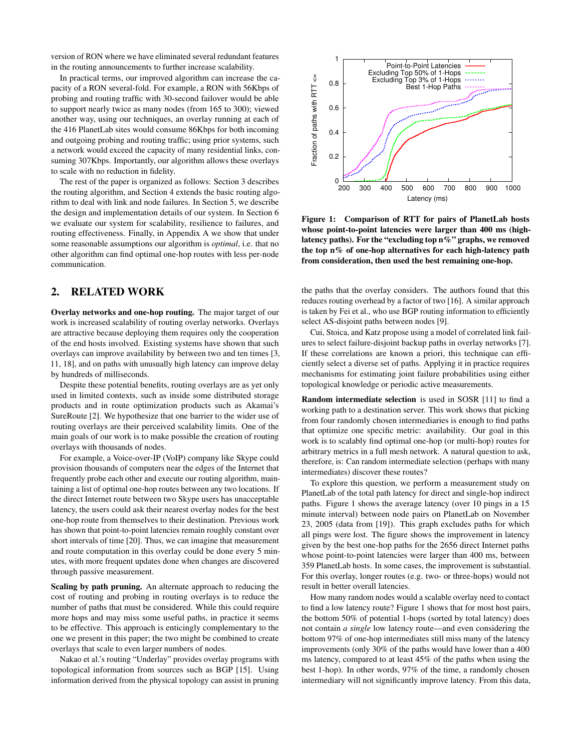version of RON where we have eliminated several redundant features in the routing announcements to further increase scalability.

In practical terms, our improved algorithm can increase the capacity of a RON several-fold. For example, a RON with 56Kbps of probing and routing traffic with 30-second failover would be able to support nearly twice as many nodes (from 165 to 300); viewed another way, using our techniques, an overlay running at each of the 416 PlanetLab sites would consume 86Kbps for both incoming and outgoing probing and routing traffic; using prior systems, such a network would exceed the capacity of many residential links, consuming 307Kbps. Importantly, our algorithm allows these overlays to scale with no reduction in fidelity.

The rest of the paper is organized as follows: Section 3 describes the routing algorithm, and Section 4 extends the basic routing algorithm to deal with link and node failures. In Section 5, we describe the design and implementation details of our system. In Section 6 we evaluate our system for scalability, resilience to failures, and routing effectiveness. Finally, in Appendix A we show that under some reasonable assumptions our algorithm is *optimal*, i.e. that no other algorithm can find optimal one-hop routes with less per-node communication.

## 2. RELATED WORK

**Overlay networks and one-hop routing.** The major target of our work is increased scalability of routing overlay networks. Overlays are attractive because deploying them requires only the cooperation of the end hosts involved. Existing systems have shown that such overlays can improve availability by between two and ten times [3, 11, 18], and on paths with unusually high latency can improve delay by hundreds of milliseconds.

Despite these potential benefits, routing overlays are as yet only used in limited contexts, such as inside some distributed storage products and in route optimization products such as Akamai's SureRoute [2]. We hypothesize that one barrier to the wider use of routing overlays are their perceived scalability limits. One of the main goals of our work is to make possible the creation of routing overlays with thousands of nodes.

For example, a Voice-over-IP (VoIP) company like Skype could provision thousands of computers near the edges of the Internet that frequently probe each other and execute our routing algorithm, maintaining a list of optimal one-hop routes between any two locations. If the direct Internet route between two Skype users has unacceptable latency, the users could ask their nearest overlay nodes for the best one-hop route from themselves to their destination. Previous work has shown that point-to-point latencies remain roughly constant over short intervals of time [20]. Thus, we can imagine that measurement and route computation in this overlay could be done every 5 minutes, with more frequent updates done when changes are discovered through passive measurement.

**Scaling by path pruning.** An alternate approach to reducing the cost of routing and probing in routing overlays is to reduce the number of paths that must be considered. While this could require more hops and may miss some useful paths, in practice it seems to be effective. This approach is enticingly complementary to the one we present in this paper; the two might be combined to create overlays that scale to even larger numbers of nodes.

Nakao et al.'s routing "Underlay" provides overlay programs with topological information from sources such as BGP [15]. Using information derived from the physical topology can assist in pruning the paths that the overlay considers. The authors found that this reduces routing overhead by a factor of two [16]. A similar approach is taken by Fei et al., who use BGP routing information to efficiently select AS-disjoint paths between nodes [9].

Cui, Stoica, and Katz propose using a model of correlated link failures to select failure-disjoint backup paths in overlay networks [7]. If these correlations are known a priori, this technique can efficiently select a diverse set of paths. Applying it in practice requires mechanisms for estimating joint failure probabilities using either topological knowledge or periodic active measurements.

**Random intermediate selection** is used in SOSR [11] to find a working path to a destination server. This work shows that picking from four randomly chosen intermediaries is enough to find paths that optimize one specific metric: availability. Our goal in this work is to scalably find optimal one-hop (or multi-hop) routes for arbitrary metrics in a full mesh network. A natural question to ask, therefore, is: Can random intermediate selection (perhaps with many intermediates) discover these routes?

To explore this question, we perform a measurement study on PlanetLab of the total path latency for direct and single-hop indirect paths. Figure 1 shows the average latency (over 10 pings in a 15 minute interval) between node pairs on PlanetLab on November 23, 2005 (data from [19]). This graph excludes paths for which all pings were lost. The figure shows the improvement in latency given by the best one-hop paths for the 2656 direct Internet paths whose point-to-point latencies were larger than 400 ms, between 359 PlanetLab hosts. In some cases, the improvement is substantial. For this overlay, longer routes (e.g. two- or three-hops) would not result in better overall latencies.

How many random nodes would a scalable overlay need to contact to find a low latency route? Figure 1 shows that for most host pairs, the bottom 50% of potential 1-hops (sorted by total latency) does not contain *a single* low latency route—and even considering the bottom 97% of one-hop intermediates still miss many of the latency improvements (only 30% of the paths would have lower than a 400 ms latency, compared to at least 45% of the paths when using the best 1-hop). In other words, 97% of the time, a randomly chosen intermediary will not significantly improve latency. From this data,

**Figure 1: Comparison of RTT for pairs of PlanetLab hosts whose point-to-point latencies were larger than 400 ms (high-latency paths). For the "excluding top n%" graphs, we removed the top n% of one-hop alternatives for each high-latency path from consideration, then used the best remaining one-hop.**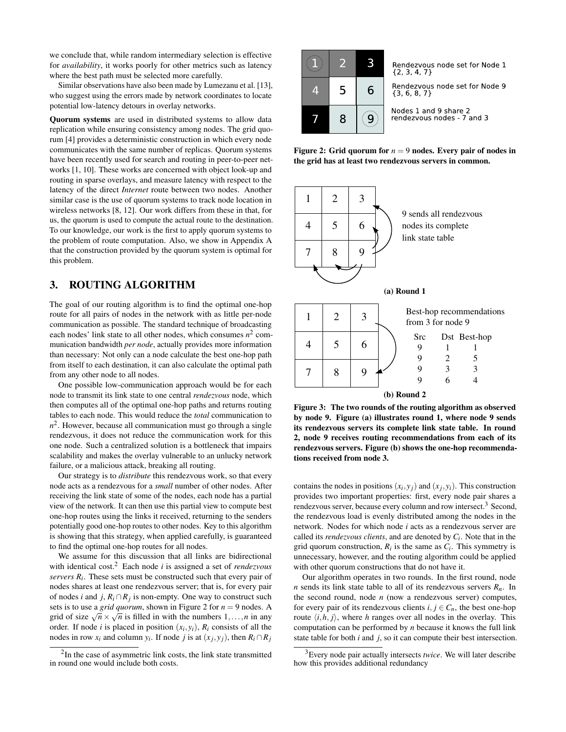we conclude that, while random intermediary selection is effective for *availability*, it works poorly for other metrics such as latency where the best path must be selected more carefully.

Similar observations have also been made by Lumezanu et al. [13], who suggest using the errors made by network coordinates to locate potential low-latency detours in overlay networks.

**Quorum systems** are used in distributed systems to allow data replication while ensuring consistency among nodes. The grid quorum [4] provides a deterministic construction in which every node communicates with the same number of replicas. Quorum systems have been recently used for search and routing in peer-to-peer networks [1, 10]. These works are concerned with object look-up and routing in sparse overlays, and measure latency with respect to the latency of the direct *Internet* route between two nodes. Another similar case is the use of quorum systems to track node location in wireless networks [8, 12]. Our work differs from these in that, for us, the quorum is used to compute the actual route to the destination. To our knowledge, our work is the first to apply quorum systems to the problem of route computation. Also, we show in Appendix A that the construction provided by the quorum system is optimal for this problem.

## 3. ROUTING ALGORITHM

The goal of our routing algorithm is to find the optimal one-hop route for all pairs of nodes in the network with as little per-node communication as possible. The standard technique of broadcasting each nodes' link state to all other nodes, which consumes $n^2$ communication bandwidth *per node*, actually provides more information than necessary: Not only can a node calculate the best one-hop path from itself to each destination, it can also calculate the optimal path from any other node to all nodes.

One possible low-communication approach would be for each node to transmit its link state to one central *rendezvous* node, which then computes all of the optimal one-hop paths and returns routing tables to each node. This would reduce the *total* communication to $n^2$. However, because all communication must go through a single rendezvous, it does not reduce the communication work for this one node. Such a centralized solution is a bottleneck that impairs scalability and makes the overlay vulnerable to an unlucky network failure, or a malicious attack, breaking all routing.

Our strategy is to *distribute* this rendezvous work, so that every node acts as a rendezvous for a *small* number of other nodes. After receiving the link state of some of the nodes, each node has a partial view of the network. It can then use this partial view to compute best one-hop routes using the links it received, returning to the senders potentially good one-hop routes to other nodes. Key to this algorithm is showing that this strategy, when applied carefully, is guaranteed to find the optimal one-hop routes for all nodes.

We assume for this discussion that all links are bidirectional with identical cost.[2] Each node $i$ is assigned a set of *rendezvous servers* $R_i$. These sets must be constructed such that every pair of nodes shares at least one rendezvous server; that is, for every pair of nodes $i$ and $j$, $R_i \cap R_j$ is non-empty. One way to construct such sets is to use a *grid quorum*, shown in Figure 2 for $n = 9$ nodes. A grid of size $\sqrt{n} \times \sqrt{n}$ is filled in with the numbers $1, \ldots, n$ in any order. If node $i$ is placed in position $(x_i, y_i)$, $R_i$ consists of all the nodes in row $x_i$ and column $y_i$. If node $j$ is at $(x_j, y_j)$, then $R_i \cap R_j$ contains the nodes in positions $(x_i, y_j)$ and $(x_j, y_i)$. This construction provides two important properties: first, every node pair shares a rendezvous server, because every column and row intersect.[3] Second, the rendezvous load is evenly distributed among the nodes in the network. Nodes for which node $i$ acts as a rendezvous server are called its *rendezvous clients*, and are denoted by $C_i$. Note that in the grid quorum construction, $R_i$ is the same as $C_i$. This symmetry is unnecessary, however, and the routing algorithm could be applied with other quorum constructions that do not have it.

Our algorithm operates in two rounds. In the first round, node $n$ sends its link state table to all of its rendezvous servers $R_n$. In the second round, node $n$ (now a rendezvous server) computes, for every pair of its rendezvous clients $i, j \in C_n$, the best one-hop route $\langle i, h, j \rangle$, where $h$ ranges over all nodes in the overlay. This computation can be performed by $n$ because it knows the full link state table for both $i$ and $j$, so it can compute their best intersection.

| 1 | 2 | 3 |
|---|---|---|
| 4 | 5 | 6 |
| 7 | 8 | 9 |

Rendezvous node set for Node 1 {2, 3, 4, 7}

Rendezvous node set for Node 9 {3, 6, 8, 7}

Nodes 1 and 9 share 2 rendezvous nodes - 7 and 3

**Figure 2: Grid quorum for $n = 9$ nodes. Every pair of nodes in the grid has at least two rendezvous servers in common.**

9 sends all rendezvous nodes its complete link state table

**(a) Round 1**

Best-hop recommendations from 3 for node 9

| Src | Dst | Best-hop |
|---|---|---|
| 9 | 1 | 1 |
| 9 | 2 | 5 |
| 9 | 3 | 3 |
| 9 | 6 | 4 |

**(b) Round 2**

**Figure 3: The two rounds of the routing algorithm as observed by node 9. Figure (a) illustrates round 1, where node 9 sends its rendezvous servers its complete link state table. In round 2, node 9 receives routing recommendations from each of its rendezvous servers. Figure (b) shows the one-hop recommendations received from node 3.**

[2] In the case of asymmetric link costs, the link state transmitted in round one would include both costs.

[3] Every node pair actually intersects *twice*. We will later describe how this provides additional redundancy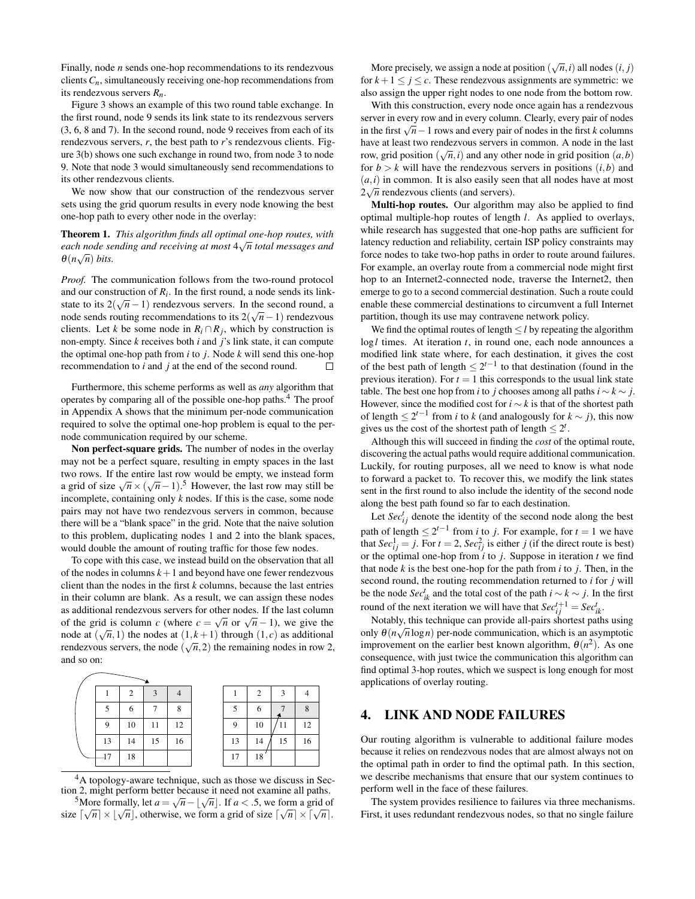Finally, node $n$ sends one-hop recommendations to its rendezvous clients $C_n$, simultaneously receiving one-hop recommendations from its rendezvous servers $R_n$.

Figure 3 shows an example of this two round table exchange. In the first round, node 9 sends its link state to its rendezvous servers (3, 6, 8 and 7). In the second round, node 9 receives from each of its rendezvous servers, $r$, the best path to $r$'s rendezvous clients. Figure 3(b) shows one such exchange in round two, from node 3 to node 9. Note that node 3 would simultaneously send recommendations to its other rendezvous clients.

We now show that our construction of the rendezvous server sets using the grid quorum results in every node knowing the best one-hop path to every other node in the overlay:

**Theorem 1.** *This algorithm finds all optimal one-hop routes, with each node sending and receiving at most $4\sqrt{n}$ total messages and $\theta(n\sqrt{n})$ bits.*

*Proof.* The communication follows from the two-round protocol and our construction of $R_i$. In the first round, a node sends its link-state to its $2(\sqrt{n}-1)$ rendezvous servers. In the second round, a node sends routing recommendations to its $2(\sqrt{n}-1)$ rendezvous clients. Let $k$ be some node in $R_i \cap R_j$, which by construction is non-empty. Since $k$ receives both $i$ and $j$'s link state, it can compute the optimal one-hop path from $i$ to $j$. Node $k$ will send this one-hop recommendation to $i$ and $j$ at the end of the second round. □

Furthermore, this scheme performs as well as *any* algorithm that operates by comparing all of the possible one-hop paths.[4] The proof in Appendix A shows that the minimum per-node communication required to solve the optimal one-hop problem is equal to the per-node communication required by our scheme.

**Non perfect-square grids.** The number of nodes in the overlay may not be a perfect square, resulting in empty spaces in the last two rows. If the entire last row would be empty, we instead form a grid of size $\sqrt{n} \times (\sqrt{n}-1)$.[5] However, the last row may still be incomplete, containing only $k$ nodes. If this is the case, some node pairs may not have two rendezvous servers in common, because there will be a "blank space" in the grid. Note that the naive solution to this problem, duplicating nodes 1 and 2 into the blank spaces, would double the amount of routing traffic for those few nodes.

To cope with this case, we instead build on the observation that all of the nodes in columns $k+1$ and beyond have one fewer rendezvous client than the nodes in the first $k$ columns, because the last entries in their column are blank. As a result, we can assign these nodes as additional rendezvous servers for other nodes. If the last column of the grid is column $c$ (where $c = \sqrt{n}$ or $\sqrt{n}-1$), we give the node at $(\sqrt{n}, 1)$ the nodes at $(1, k+1)$ through $(1, c)$ as additional rendezvous servers, the node $(\sqrt{n}, 2)$ the remaining nodes in row 2, and so on:

| 1 | 2 | 3 | 4 |
|---|---|---|---|
| 5 | 6 | 7 | 8 |
| 9 | 10 | 11 | 12 |
| 13 | 14 | 15 | 16 |
| 17 | 18 | | |

| 1 | 2 | 3 | 4 |
|---|---|---|---|
| 5 | 6 | 7 | 8 |
| 9 | 10 | 11 | 12 |
| 13 | 14 | 15 | 16 |
| 17 | 18 | | |

[4] A topology-aware technique, such as those we discuss in Section 2, might perform better because it need not examine all paths.

[5] More formally, let $a = \sqrt{n} - \lfloor\sqrt{n}\rfloor$. If $a < .5$, we form a grid of size $\lceil\sqrt{n}\rceil \times \lfloor\sqrt{n}\rfloor$, otherwise, we form a grid of size $\lceil\sqrt{n}\rceil \times \lceil\sqrt{n}\rceil$.

More precisely, we assign a node at position $(\sqrt{n}, i)$ all nodes $(i, j)$ for $k+1 \leq j \leq c$. These rendezvous assignments are symmetric: we also assign the upper right nodes to one node from the bottom row.

With this construction, every node once again has a rendezvous server in every row and in every column. Clearly, every pair of nodes in the first $\sqrt{n}-1$ rows and every pair of nodes in the first $k$ columns have at least two rendezvous servers in common. A node in the last row, grid position $(\sqrt{n}, i)$ and any other node in grid position $(a, b)$ for $b > k$ will have the rendezvous servers in positions $(i, b)$ and $(a, i)$ in common. It is also easily seen that all nodes have at most $2\sqrt{n}$ rendezvous clients (and servers).

**Multi-hop routes.** Our algorithm may also be applied to find optimal multiple-hop routes of length $l$. As applied to overlays, while research has suggested that one-hop paths are sufficient for latency reduction and reliability, certain ISP policy constraints may force nodes to take two-hop paths in order to route around failures. For example, an overlay route from a commercial node might first hop to an Internet2-connected node, traverse the Internet2, then emerge to go to a second commercial destination. Such a route could enable these commercial destinations to circumvent a full Internet partition, though its use may contravene network policy.

We find the optimal routes of length $\leq l$ by repeating the algorithm $\log l$ times. At iteration $t$, in round one, each node announces a modified link state where, for each destination, it gives the cost of the best path of length $\leq 2^{t-1}$ to that destination (found in the previous iteration). For $t = 1$ this corresponds to the usual link state table. The best one hop from $i$ to $j$ chooses among all paths $i \sim k \sim j$. However, since the modified cost for $i \sim k$ is that of the shortest path of length $\leq 2^{t-1}$ from $i$ to $k$ (and analogously for $k \sim j$), this now gives us the cost of the shortest path of length $\leq 2^t$.

Although this will succeed in finding the *cost* of the optimal route, discovering the actual paths would require additional communication. Luckily, for routing purposes, all we need to know is what node to forward a packet to. To recover this, we modify the link states sent in the first round to also include the identity of the second node along the best path found so far to each destination.

Let $Sec^t_{ij}$ denote the identity of the second node along the best path of length $\leq 2^{t-1}$ from $i$ to $j$. For example, for $t = 1$ we have that $Sec^1_{ij} = j$. For $t = 2$, $Sec^2_{ij}$ is either $j$ (if the direct route is best) or the optimal one-hop from $i$ to $j$. Suppose in iteration $t$ we find that node $k$ is the best one-hop for the path from $i$ to $j$. Then, in the second round, the routing recommendation returned to $i$ for $j$ will be the node $Sec^t_{ik}$ and the total cost of the path $i \sim k \sim j$. In the first round of the next iteration we will have that $Sec^{t+1}_{ij} = Sec^t_{ik}$.

Notably, this technique can provide all-pairs shortest paths using only $\theta(n\sqrt{n}\log n)$ per-node communication, which is an asymptotic improvement on the earlier best known algorithm, $\theta(n^2)$. As one consequence, with just twice the communication this algorithm can find optimal 3-hop routes, which we suspect is long enough for most applications of overlay routing.

## 4. LINK AND NODE FAILURES

Our routing algorithm is vulnerable to additional failure modes because it relies on rendezvous nodes that are almost always not on the optimal path in order to find the optimal path. In this section, we describe mechanisms that ensure that our system continues to perform well in the face of these failures.

The system provides resilience to failures via three mechanisms. First, it uses redundant rendezvous nodes, so that no single failure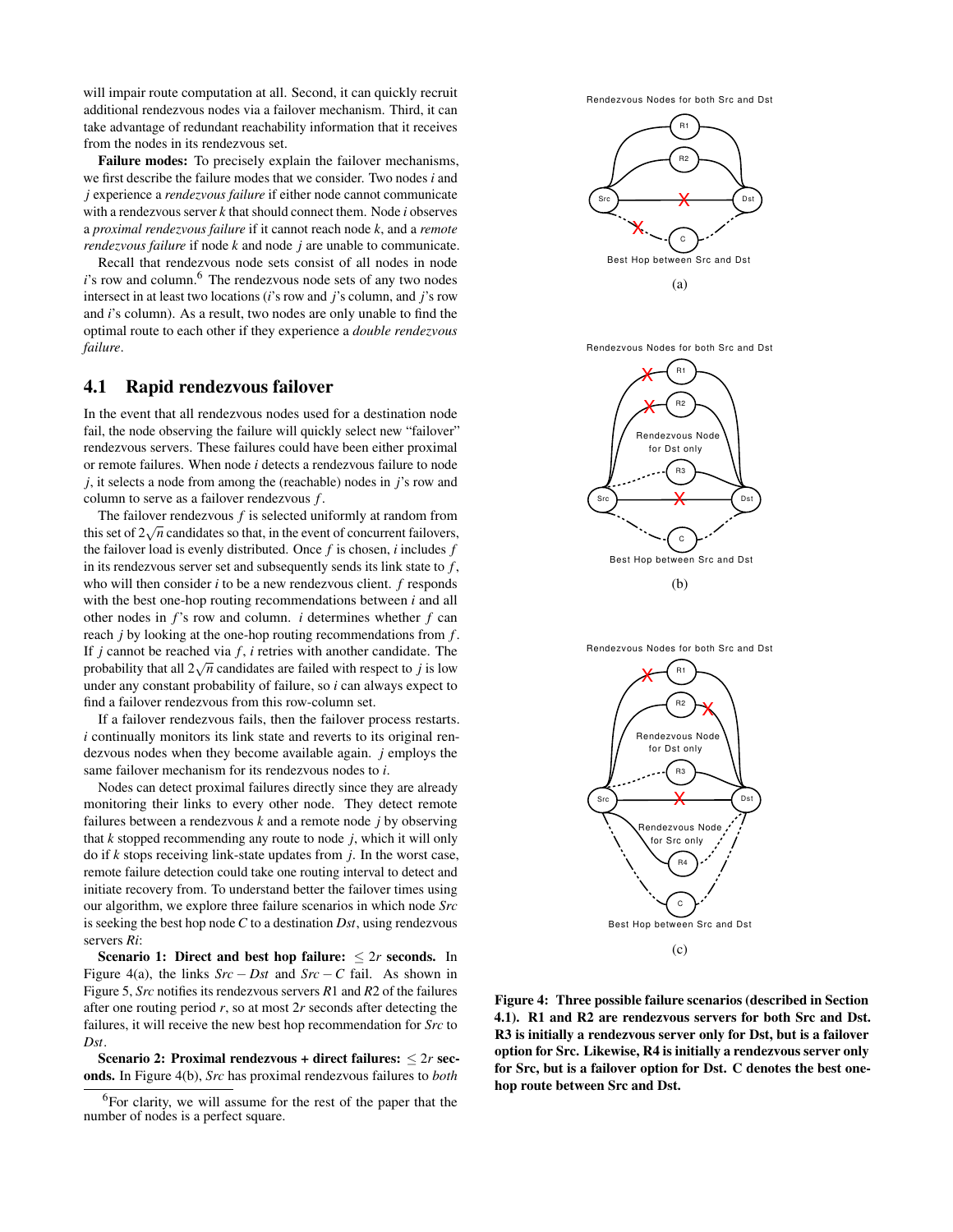will impair route computation at all. Second, it can quickly recruit additional rendezvous nodes via a failover mechanism. Third, it can take advantage of redundant reachability information that it receives from the nodes in its rendezvous set.

**Failure modes:** To precisely explain the failover mechanisms, we first describe the failure modes that we consider. Two nodes $i$ and $j$ experience a *rendezvous failure* if either node cannot communicate with a rendezvous server $k$ that should connect them. Node $i$ observes a *proximal rendezvous failure* if it cannot reach node $k$, and a *remote rendezvous failure* if node $k$ and node $j$ are unable to communicate.

Recall that rendezvous node sets consist of all nodes in node $i$'s row and column.[6] The rendezvous node sets of any two nodes intersect in at least two locations ($i$'s row and $j$'s column, and $j$'s row and $i$'s column). As a result, two nodes are only unable to find the optimal route to each other if they experience a *double rendezvous failure*.

## 4.1 Rapid rendezvous failover

In the event that all rendezvous nodes used for a destination node fail, the node observing the failure will quickly select new "failover" rendezvous servers. These failures could have been either proximal or remote failures. When node $i$ detects a rendezvous failure to node $j$, it selects a node from among the (reachable) nodes in $j$'s row and column to serve as a failover rendezvous $f$.

The failover rendezvous $f$ is selected uniformly at random from this set of $2\sqrt{n}$ candidates so that, in the event of concurrent failovers, the failover load is evenly distributed. Once $f$ is chosen, $i$ includes $f$ in its rendezvous server set and subsequently sends its link state to $f$, who will then consider $i$ to be a new rendezvous client. $f$ responds with the best one-hop routing recommendations between $i$ and all other nodes in $f$'s row and column. $i$ determines whether $f$ can reach $j$ by looking at the one-hop routing recommendations from $f$. If $j$ cannot be reached via $f$, $i$ retries with another candidate. The probability that all $2\sqrt{n}$ candidates are failed with respect to $j$ is low under any constant probability of failure, so $i$ can always expect to find a failover rendezvous from this row-column set.

If a failover rendezvous fails, then the failover process restarts. $i$ continually monitors its link state and reverts to its original rendezvous nodes when they become available again. $j$ employs the same failover mechanism for its rendezvous nodes to $i$.

Nodes can detect proximal failures directly since they are already monitoring their links to every other node. They detect remote failures between a rendezvous $k$ and a remote node $j$ by observing that $k$ stopped recommending any route to node $j$, which it will only do if $k$ stops receiving link-state updates from $j$. In the worst case, remote failure detection could take one routing interval to detect and initiate recovery from. To understand better the failover times using our algorithm, we explore three failure scenarios in which node *Src* is seeking the best hop node *C* to a destination *Dst*, using rendezvous servers *Ri*:

**Scenario 1: Direct and best hop failure:** $\leq 2r$ **seconds.** In Figure 4(a), the links $Src - Dst$ and $Src - C$ fail. As shown in Figure 5, *Src* notifies its rendezvous servers $R1$ and $R2$ of the failures after one routing period $r$, so at most $2r$ seconds after detecting the failures, it will receive the new best hop recommendation for *Src* to *Dst*.

**Scenario 2: Proximal rendezvous + direct failures:** $\leq 2r$ **seconds.** In Figure 4(b), *Src* has proximal rendezvous failures to *both*

[6] For clarity, we will assume for the rest of the paper that the number of nodes is a perfect square.

**Figure 4: Three possible failure scenarios (described in Section 4.1). R1 and R2 are rendezvous servers for both Src and Dst. R3 is initially a rendezvous server only for Dst, but is a failover option for Src. Likewise, R4 is initially a rendezvous server only for Src, but is a failover option for Dst. C denotes the best one-hop route between Src and Dst.**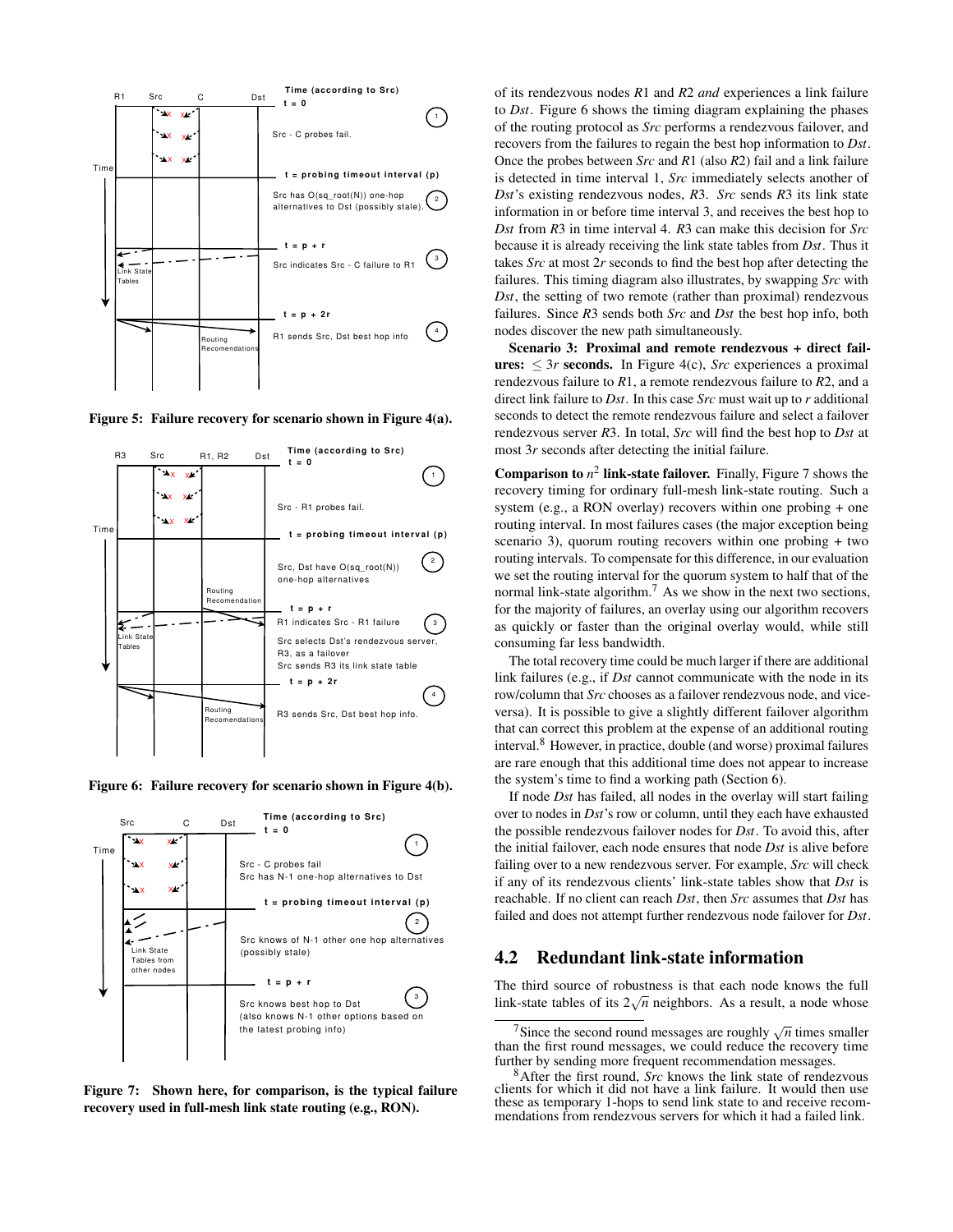Figure 5: Failure recovery for scenario shown in Figure 4(a).

Figure 6: Failure recovery for scenario shown in Figure 4(b).

Figure 7: Shown here, for comparison, is the typical failure recovery used in full-mesh link state routing (e.g., RON).

of its rendezvous nodes *R*1 and *R*2 *and* experiences a link failure to *Dst*. Figure 6 shows the timing diagram explaining the phases of the routing protocol as *Src* performs a rendezvous failover, and recovers from the failures to regain the best hop information to *Dst*. Once the probes between *Src* and *R*1 (also *R*2) fail and a link failure is detected in time interval 1, *Src* immediately selects another of *Dst*'s existing rendezvous nodes, *R*3. *Src* sends *R*3 its link state information in or before time interval 3, and receives the best hop to *Dst* from *R*3 in time interval 4. *R*3 can make this decision for *Src* because it is already receiving the link state tables from *Dst*. Thus it takes *Src* at most $2r$ seconds to find the best hop after detecting the failures. This timing diagram also illustrates, by swapping *Src* with *Dst*, the setting of two remote (rather than proximal) rendezvous failures. Since *R*3 sends both *Src* and *Dst* the best hop info, both nodes discover the new path simultaneously.

**Scenario 3: Proximal and remote rendezvous + direct failures: $\leq 3r$ seconds.** In Figure 4(c), *Src* experiences a proximal rendezvous failure to *R*1, a remote rendezvous failure to *R*2, and a direct link failure to *Dst*. In this case *Src* must wait up to $r$ additional seconds to detect the remote rendezvous failure and select a failover rendezvous server *R*3. In total, *Src* will find the best hop to *Dst* at most $3r$ seconds after detecting the initial failure.

**Comparison to $n^2$ link-state failover.** Finally, Figure 7 shows the recovery timing for ordinary full-mesh link-state routing. Such a system (e.g., a RON overlay) recovers within one probing + one routing interval. In most failures cases (the major exception being scenario 3), quorum routing recovers within one probing + two routing intervals. To compensate for this difference, in our evaluation we set the routing interval for the quorum system to half that of the normal link-state algorithm.[7] As we show in the next two sections, for the majority of failures, an overlay using our algorithm recovers as quickly or faster than the original overlay would, while still consuming far less bandwidth.

The total recovery time could be much larger if there are additional link failures (e.g., if *Dst* cannot communicate with the node in its row/column that *Src* chooses as a failover rendezvous node, and vice-versa). It is possible to give a slightly different failover algorithm that can correct this problem at the expense of an additional routing interval.[8] However, in practice, double (and worse) proximal failures are rare enough that this additional time does not appear to increase the system's time to find a working path (Section 6).

If node *Dst* has failed, all nodes in the overlay will start failing over to nodes in *Dst*'s row or column, until they each have exhausted the possible rendezvous failover nodes for *Dst*. To avoid this, after the initial failover, each node ensures that node *Dst* is alive before failing over to a new rendezvous server. For example, *Src* will check if any of its rendezvous clients' link-state tables show that *Dst* is reachable. If no client can reach *Dst*, then *Src* assumes that *Dst* has failed and does not attempt further rendezvous node failover for *Dst*.

## 4.2 Redundant link-state information

The third source of robustness is that each node knows the full link-state tables of its $2\sqrt{n}$ neighbors. As a result, a node whose

[7] Since the second round messages are roughly $\sqrt{n}$ times smaller than the first round messages, we could reduce the recovery time further by sending more frequent recommendation messages.

[8] After the first round, *Src* knows the link state of rendezvous clients for which it did not have a link failure. It would then use these as temporary 1-hops to send link state to and receive recommendations from rendezvous servers for which it had a failed link.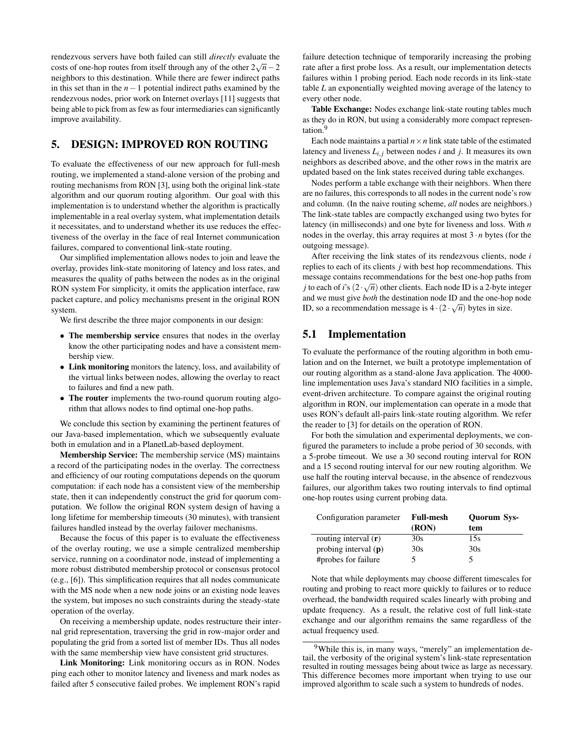rendezvous servers have both failed can still *directly* evaluate the costs of one-hop routes from itself through any of the other $2\sqrt{n}-2$ neighbors to this destination. While there are fewer indirect paths in this set than in the $n-1$ potential indirect paths examined by the rendezvous nodes, prior work on Internet overlays [11] suggests that being able to pick from as few as four intermediaries can significantly improve availability.

# 5. DESIGN: IMPROVED RON ROUTING

To evaluate the effectiveness of our new approach for full-mesh routing, we implemented a stand-alone version of the probing and routing mechanisms from RON [3], using both the original link-state algorithm and our quorum routing algorithm. Our goal with this implementation is to understand whether the algorithm is practically implementable in a real overlay system, what implementation details it necessitates, and to understand whether its use reduces the effectiveness of the overlay in the face of real Internet communication failures, compared to conventional link-state routing.

Our simplified implementation allows nodes to join and leave the overlay, provides link-state monitoring of latency and loss rates, and measures the quality of paths between the nodes as in the original RON system For simplicity, it omits the application interface, raw packet capture, and policy mechanisms present in the original RON system.

We first describe the three major components in our design:

- **The membership service** ensures that nodes in the overlay know the other participating nodes and have a consistent membership view.
- **Link monitoring** monitors the latency, loss, and availability of the virtual links between nodes, allowing the overlay to react to failures and find a new path.
- **The router** implements the two-round quorum routing algorithm that allows nodes to find optimal one-hop paths.

We conclude this section by examining the pertinent features of our Java-based implementation, which we subsequently evaluate both in emulation and in a PlanetLab-based deployment.

**Membership Service:** The membership service (MS) maintains a record of the participating nodes in the overlay. The correctness and efficiency of our routing computations depends on the quorum computation: if each node has a consistent view of the membership state, then it can independently construct the grid for quorum computation. We follow the original RON system design of having a long lifetime for membership timeouts (30 minutes), with transient failures handled instead by the overlay failover mechanisms.

Because the focus of this paper is to evaluate the effectiveness of the overlay routing, we use a simple centralized membership service, running on a coordinator node, instead of implementing a more robust distributed membership protocol or consensus protocol (e.g., [6]). This simplification requires that all nodes communicate with the MS node when a new node joins or an existing node leaves the system, but imposes no such constraints during the steady-state operation of the overlay.

On receiving a membership update, nodes restructure their internal grid representation, traversing the grid in row-major order and populating the grid from a sorted list of member IDs. Thus all nodes with the same membership view have consistent grid structures.

**Link Monitoring:** Link monitoring occurs as in RON. Nodes ping each other to monitor latency and liveness and mark nodes as failed after 5 consecutive failed probes. We implement RON's rapid failure detection technique of temporarily increasing the probing rate after a first probe loss. As a result, our implementation detects failures within 1 probing period. Each node records in its link-state table $L$ an exponentially weighted moving average of the latency to every other node.

**Table Exchange:** Nodes exchange link-state routing tables much as they do in RON, but using a considerably more compact representation.[9]

Each node maintains a partial $n \times n$ link state table of the estimated latency and liveness $L_{i,j}$ between nodes $i$ and $j$. It measures its own neighbors as described above, and the other rows in the matrix are updated based on the link states received during table exchanges.

Nodes perform a table exchange with their neighbors. When there are no failures, this corresponds to all nodes in the current node's row and column. (In the naive routing scheme, *all* nodes are neighbors.) The link-state tables are compactly exchanged using two bytes for latency (in milliseconds) and one byte for liveness and loss. With $n$ nodes in the overlay, this array requires at most $3 \cdot n$ bytes (for the outgoing message).

After receiving the link states of its rendezvous clients, node $i$ replies to each of its clients $j$ with best hop recommendations. This message contains recommendations for the best one-hop paths from $j$ to each of $i$'s $(2 \cdot \sqrt{n})$ other clients. Each node ID is a 2-byte integer and we must give *both* the destination node ID and the one-hop node ID, so a recommendation message is $4 \cdot (2 \cdot \sqrt{n})$ bytes in size.

## 5.1 Implementation

To evaluate the performance of the routing algorithm in both emulation and on the Internet, we built a prototype implementation of our routing algorithm as a stand-alone Java application. The 4000-line implementation uses Java's standard NIO facilities in a simple, event-driven architecture. To compare against the original routing algorithm in RON, our implementation can operate in a mode that uses RON's default all-pairs link-state routing algorithm. We refer the reader to [3] for details on the operation of RON.

For both the simulation and experimental deployments, we configured the parameters to include a probe period of 30 seconds, with a 5-probe timeout. We use a 30 second routing interval for RON and a 15 second routing interval for our new routing algorithm. We use half the routing interval because, in the absence of rendezvous failures, our algorithm takes two routing intervals to find optimal one-hop routes using current probing data.

| Configuration parameter | **Full-mesh (RON)** | **Quorum System** |
|---|---|---|
| routing interval (**r**) | 30s | 15s |
| probing interval (**p**) | 30s | 30s |
| #probes for failure | 5 | 5 |

Note that while deployments may choose different timescales for routing and probing to react more quickly to failures or to reduce overhead, the bandwidth required scales linearly with probing and update frequency. As a result, the relative cost of full link-state exchange and our algorithm remains the same regardless of the actual frequency used.

[9] While this is, in many ways, "merely" an implementation detail, the verbosity of the original system's link-state representation resulted in routing messages being about twice as large as necessary. This difference becomes more important when trying to use our improved algorithm to scale such a system to hundreds of nodes.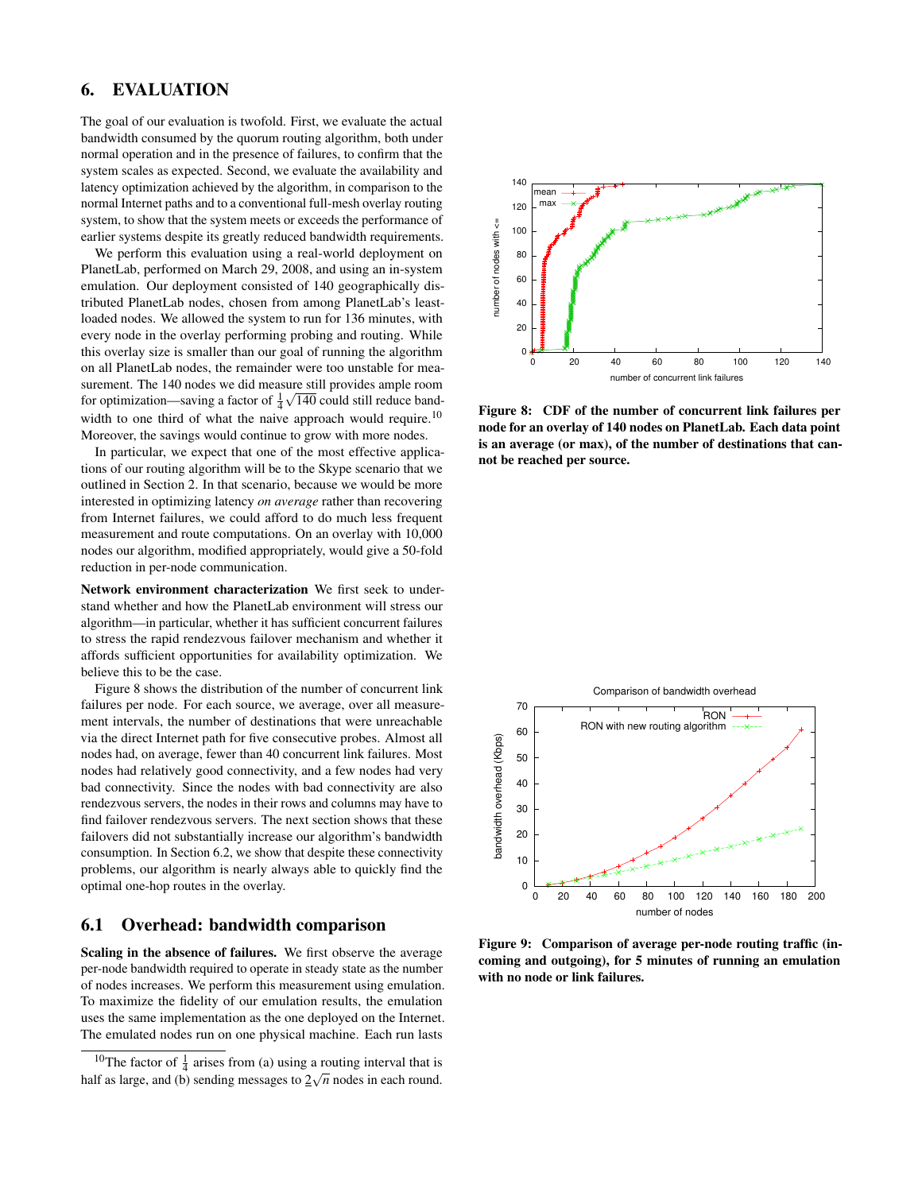# 6. EVALUATION

The goal of our evaluation is twofold. First, we evaluate the actual bandwidth consumed by the quorum routing algorithm, both under normal operation and in the presence of failures, to confirm that the system scales as expected. Second, we evaluate the availability and latency optimization achieved by the algorithm, in comparison to the normal Internet paths and to a conventional full-mesh overlay routing system, to show that the system meets or exceeds the performance of earlier systems despite its greatly reduced bandwidth requirements.

We perform this evaluation using a real-world deployment on PlanetLab, performed on March 29, 2008, and using an in-system emulation. Our deployment consisted of 140 geographically distributed PlanetLab nodes, chosen from among PlanetLab's least-loaded nodes. We allowed the system to run for 136 minutes, with every node in the overlay performing probing and routing. While this overlay size is smaller than our goal of running the algorithm on all PlanetLab nodes, the remainder were too unstable for measurement. The 140 nodes we did measure still provides ample room for optimization—saving a factor of $\frac{1}{4}\sqrt{140}$ could still reduce bandwidth to one third of what the naive approach would require.[10] Moreover, the savings would continue to grow with more nodes.

In particular, we expect that one of the most effective applications of our routing algorithm will be to the Skype scenario that we outlined in Section 2. In that scenario, because we would be more interested in optimizing latency *on average* rather than recovering from Internet failures, we could afford to do much less frequent measurement and route computations. On an overlay with 10,000 nodes our algorithm, modified appropriately, would give a 50-fold reduction in per-node communication.

**Network environment characterization** We first seek to understand whether and how the PlanetLab environment will stress our algorithm—in particular, whether it has sufficient concurrent failures to stress the rapid rendezvous failover mechanism and whether it affords sufficient opportunities for availability optimization. We believe this to be the case.

Figure 8 shows the distribution of the number of concurrent link failures per node. For each source, we average, over all measurement intervals, the number of destinations that were unreachable via the direct Internet path for five consecutive probes. Almost all nodes had, on average, fewer than 40 concurrent link failures. Most nodes had relatively good connectivity, and a few nodes had very bad connectivity. Since the nodes with bad connectivity are also rendezvous servers, the nodes in their rows and columns may have to find failover rendezvous servers. The next section shows that these failovers did not substantially increase our algorithm's bandwidth consumption. In Section 6.2, we show that despite these connectivity problems, our algorithm is nearly always able to quickly find the optimal one-hop routes in the overlay.

## 6.1 Overhead: bandwidth comparison

**Scaling in the absence of failures.** We first observe the average per-node bandwidth required to operate in steady state as the number of nodes increases. We perform this measurement using emulation. To maximize the fidelity of our emulation results, the emulation uses the same implementation as the one deployed on the Internet. The emulated nodes run on one physical machine. Each run lasts

[10] The factor of $\frac{1}{4}$ arises from (a) using a routing interval that is half as large, and (b) sending messages to $2\sqrt{n}$ nodes in each round.

**Figure 8: CDF of the number of concurrent link failures per node for an overlay of 140 nodes on PlanetLab. Each data point is an average (or max), of the number of destinations that cannot be reached per source.**

**Figure 9: Comparison of average per-node routing traffic (incoming and outgoing), for 5 minutes of running an emulation with no node or link failures.**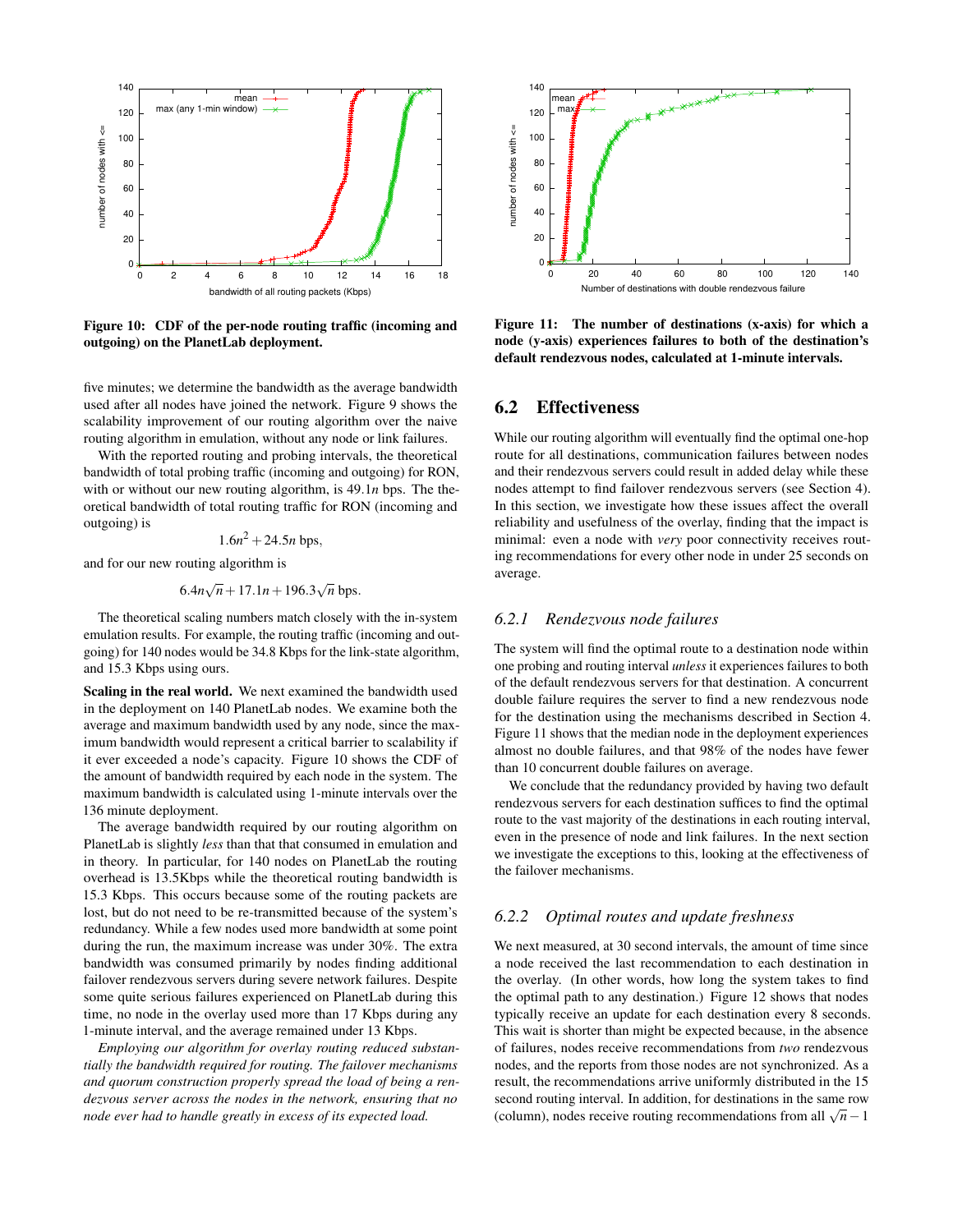Figure 10: CDF of the per-node routing traffic (incoming and outgoing) on the PlanetLab deployment.

five minutes; we determine the bandwidth as the average bandwidth used after all nodes have joined the network. Figure 9 shows the scalability improvement of our routing algorithm over the naive routing algorithm in emulation, without any node or link failures.

With the reported routing and probing intervals, the theoretical bandwidth of total probing traffic (incoming and outgoing) for RON, with or without our new routing algorithm, is $49.1n$ bps. The theoretical bandwidth of total routing traffic for RON (incoming and outgoing) is

$$1.6n^2 + 24.5n \text{ bps},$$

and for our new routing algorithm is

$$6.4n\sqrt{n} + 17.1n + 196.3\sqrt{n} \text{ bps}.$$

The theoretical scaling numbers match closely with the in-system emulation results. For example, the routing traffic (incoming and outgoing) for 140 nodes would be 34.8 Kbps for the link-state algorithm, and 15.3 Kbps using ours.

**Scaling in the real world.** We next examined the bandwidth used in the deployment on 140 PlanetLab nodes. We examine both the average and maximum bandwidth used by any node, since the maximum bandwidth would represent a critical barrier to scalability if it ever exceeded a node's capacity. Figure 10 shows the CDF of the amount of bandwidth required by each node in the system. The maximum bandwidth is calculated using 1-minute intervals over the 136 minute deployment.

The average bandwidth required by our routing algorithm on PlanetLab is slightly *less* than that that consumed in emulation and in theory. In particular, for 140 nodes on PlanetLab the routing overhead is 13.5Kbps while the theoretical routing bandwidth is 15.3 Kbps. This occurs because some of the routing packets are lost, but do not need to be re-transmitted because of the system's redundancy. While a few nodes used more bandwidth at some point during the run, the maximum increase was under 30%. The extra bandwidth was consumed primarily by nodes finding additional failover rendezvous servers during severe network failures. Despite some quite serious failures experienced on PlanetLab during this time, no node in the overlay used more than 17 Kbps during any 1-minute interval, and the average remained under 13 Kbps.

*Employing our algorithm for overlay routing reduced substantially the bandwidth required for routing. The failover mechanisms and quorum construction properly spread the load of being a rendezvous server across the nodes in the network, ensuring that no node ever had to handle greatly in excess of its expected load.*

Figure 11: The number of destinations (x-axis) for which a node (y-axis) experiences failures to both of the destination's default rendezvous nodes, calculated at 1-minute intervals.

## 6.2 Effectiveness

While our routing algorithm will eventually find the optimal one-hop route for all destinations, communication failures between nodes and their rendezvous servers could result in added delay while these nodes attempt to find failover rendezvous servers (see Section 4). In this section, we investigate how these issues affect the overall reliability and usefulness of the overlay, finding that the impact is minimal: even a node with *very* poor connectivity receives routing recommendations for every other node in under 25 seconds on average.

### 6.2.1 Rendezvous node failures

The system will find the optimal route to a destination node within one probing and routing interval *unless* it experiences failures to both of the default rendezvous servers for that destination. A concurrent double failure requires the server to find a new rendezvous node for the destination using the mechanisms described in Section 4. Figure 11 shows that the median node in the deployment experiences almost no double failures, and that 98% of the nodes have fewer than 10 concurrent double failures on average.

We conclude that the redundancy provided by having two default rendezvous servers for each destination suffices to find the optimal route to the vast majority of the destinations in each routing interval, even in the presence of node and link failures. In the next section we investigate the exceptions to this, looking at the effectiveness of the failover mechanisms.

### 6.2.2 Optimal routes and update freshness

We next measured, at 30 second intervals, the amount of time since a node received the last recommendation to each destination in the overlay. (In other words, how long the system takes to find the optimal path to any destination.) Figure 12 shows that nodes typically receive an update for each destination every 8 seconds. This wait is shorter than might be expected because, in the absence of failures, nodes receive recommendations from *two* rendezvous nodes, and the reports from those nodes are not synchronized. As a result, the recommendations arrive uniformly distributed in the 15 second routing interval. In addition, for destinations in the same row (column), nodes receive routing recommendations from all $\sqrt{n} - 1$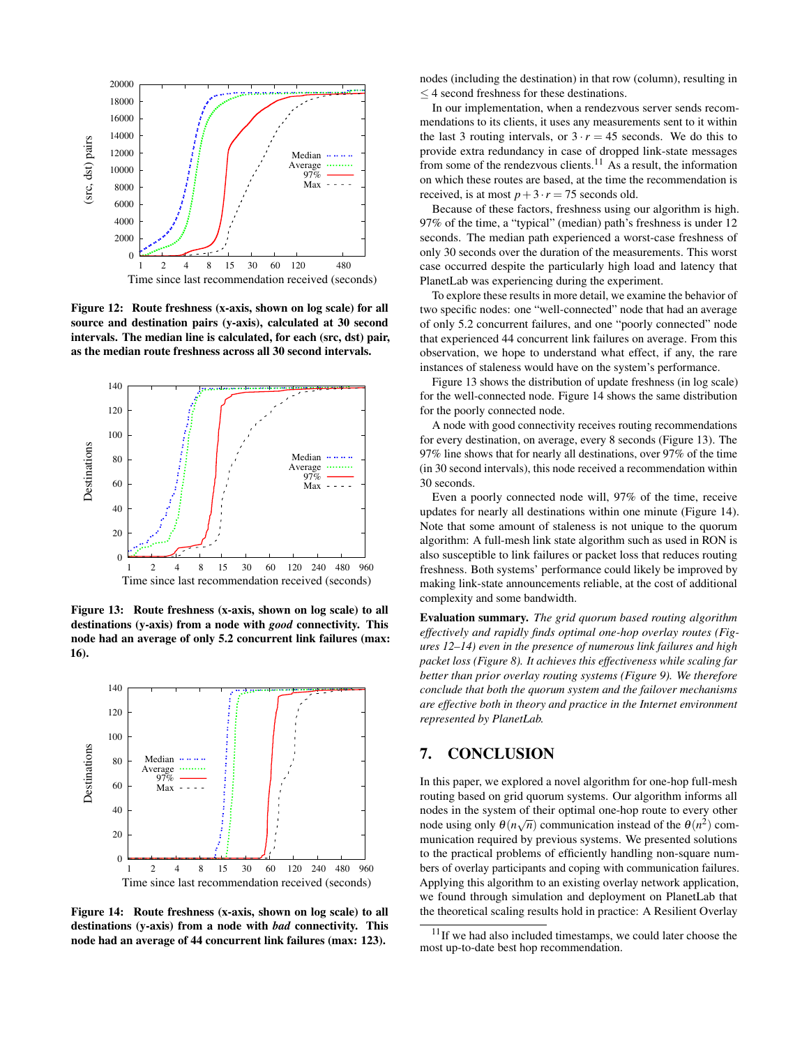Figure 12: Route freshness (x-axis, shown on log scale) for all source and destination pairs (y-axis), calculated at 30 second intervals. The median line is calculated, for each (src, dst) pair, as the median route freshness across all 30 second intervals.

Figure 13: Route freshness (x-axis, shown on log scale) to all destinations (y-axis) from a node with *good* connectivity. This node had an average of only 5.2 concurrent link failures (max: 16).

Figure 14: Route freshness (x-axis, shown on log scale) to all destinations (y-axis) from a node with *bad* connectivity. This node had an average of 44 concurrent link failures (max: 123).

nodes (including the destination) in that row (column), resulting in $\leq 4$ second freshness for these destinations.

In our implementation, when a rendezvous server sends recommendations to its clients, it uses any measurements sent to it within the last 3 routing intervals, or $3 \cdot r = 45$ seconds. We do this to provide extra redundancy in case of dropped link-state messages from some of the rendezvous clients.[11] As a result, the information on which these routes are based, at the time the recommendation is received, is at most $p + 3 \cdot r = 75$ seconds old.

Because of these factors, freshness using our algorithm is high. 97% of the time, a "typical" (median) path's freshness is under 12 seconds. The median path experienced a worst-case freshness of only 30 seconds over the duration of the measurements. This worst case occurred despite the particularly high load and latency that PlanetLab was experiencing during the experiment.

To explore these results in more detail, we examine the behavior of two specific nodes: one "well-connected" node that had an average of only 5.2 concurrent failures, and one "poorly connected" node that experienced 44 concurrent link failures on average. From this observation, we hope to understand what effect, if any, the rare instances of staleness would have on the system's performance.

Figure 13 shows the distribution of update freshness (in log scale) for the well-connected node. Figure 14 shows the same distribution for the poorly connected node.

A node with good connectivity receives routing recommendations for every destination, on average, every 8 seconds (Figure 13). The 97% line shows that for nearly all destinations, over 97% of the time (in 30 second intervals), this node received a recommendation within 30 seconds.

Even a poorly connected node will, 97% of the time, receive updates for nearly all destinations within one minute (Figure 14). Note that some amount of staleness is not unique to the quorum algorithm: A full-mesh link state algorithm such as used in RON is also susceptible to link failures or packet loss that reduces routing freshness. Both systems' performance could likely be improved by making link-state announcements reliable, at the cost of additional complexity and some bandwidth.

**Evaluation summary.** *The grid quorum based routing algorithm effectively and rapidly finds optimal one-hop overlay routes (Figures 12–14) even in the presence of numerous link failures and high packet loss (Figure 8). It achieves this effectiveness while scaling far better than prior overlay routing systems (Figure 9). We therefore conclude that both the quorum system and the failover mechanisms are effective both in theory and practice in the Internet environment represented by PlanetLab.*

## 7. CONCLUSION

In this paper, we explored a novel algorithm for one-hop full-mesh routing based on grid quorum systems. Our algorithm informs all nodes in the system of their optimal one-hop route to every other node using only $\theta(n\sqrt{n})$ communication instead of the $\theta(n^2)$ communication required by previous systems. We presented solutions to the practical problems of efficiently handling non-square numbers of overlay participants and coping with communication failures. Applying this algorithm to an existing overlay network application, we found through simulation and deployment on PlanetLab that the theoretical scaling results hold in practice: A Resilient Overlay

[11] If we had also included timestamps, we could later choose the most up-to-date best hop recommendation.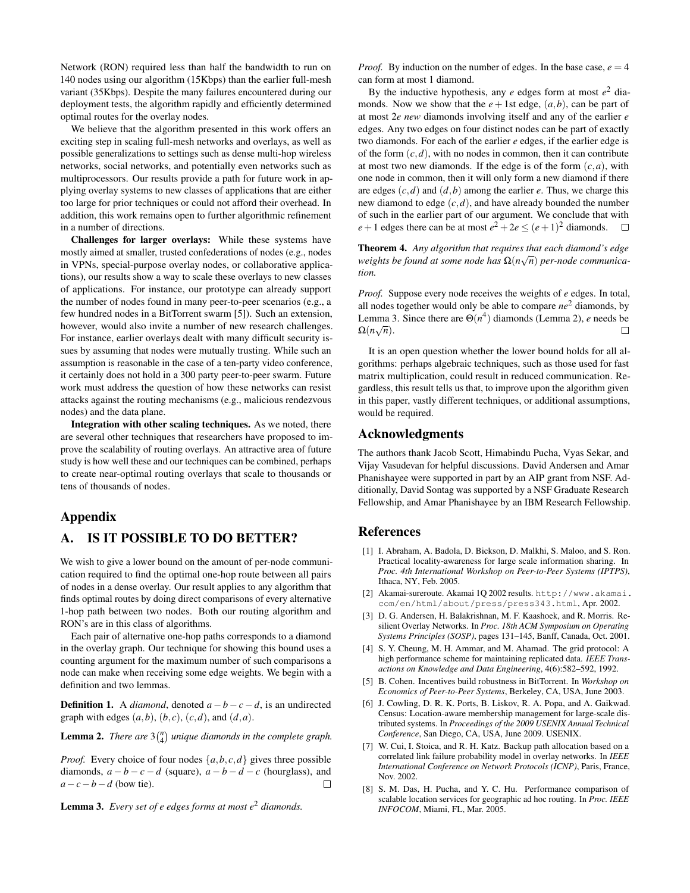Network (RON) required less than half the bandwidth to run on 140 nodes using our algorithm (15Kbps) than the earlier full-mesh variant (35Kbps). Despite the many failures encountered during our deployment tests, the algorithm rapidly and efficiently determined optimal routes for the overlay nodes.

We believe that the algorithm presented in this work offers an exciting step in scaling full-mesh networks and overlays, as well as possible generalizations to settings such as dense multi-hop wireless networks, social networks, and potentially even networks such as multiprocessors. Our results provide a path for future work in applying overlay systems to new classes of applications that are either too large for prior techniques or could not afford their overhead. In addition, this work remains open to further algorithmic refinement in a number of directions.

**Challenges for larger overlays:** While these systems have mostly aimed at smaller, trusted confederations of nodes (e.g., nodes in VPNs, special-purpose overlay nodes, or collaborative applications), our results show a way to scale these overlays to new classes of applications. For instance, our prototype can already support the number of nodes found in many peer-to-peer scenarios (e.g., a few hundred nodes in a BitTorrent swarm [5]). Such an extension, however, would also invite a number of new research challenges. For instance, earlier overlays dealt with many difficult security issues by assuming that nodes were mutually trusting. While such an assumption is reasonable in the case of a ten-party video conference, it certainly does not hold in a 300 party peer-to-peer swarm. Future work must address the question of how these networks can resist attacks against the routing mechanisms (e.g., malicious rendezvous nodes) and the data plane.

**Integration with other scaling techniques.** As we noted, there are several other techniques that researchers have proposed to improve the scalability of routing overlays. An attractive area of future study is how well these and our techniques can be combined, perhaps to create near-optimal routing overlays that scale to thousands or tens of thousands of nodes.

## Appendix

## A. IS IT POSSIBLE TO DO BETTER?

We wish to give a lower bound on the amount of per-node communication required to find the optimal one-hop route between all pairs of nodes in a dense overlay. Our result applies to any algorithm that finds optimal routes by doing direct comparisons of every alternative 1-hop path between two nodes. Both our routing algorithm and RON's are in this class of algorithms.

Each pair of alternative one-hop paths corresponds to a diamond in the overlay graph. Our technique for showing this bound uses a counting argument for the maximum number of such comparisons a node can make when receiving some edge weights. We begin with a definition and two lemmas.

**Definition 1.** A *diamond*, denoted $a-b-c-d$, is an undirected graph with edges $(a,b)$, $(b,c)$, $(c,d)$, and $(d,a)$.

**Lemma 2.** *There are $3\binom{n}{4}$ unique diamonds in the complete graph.*

*Proof.* Every choice of four nodes $\{a,b,c,d\}$ gives three possible diamonds, $a-b-c-d$ (square), $a-b-d-c$ (hourglass), and $a-c-b-d$ (bow tie). □

**Lemma 3.** *Every set of $e$ edges forms at most $e^2$ diamonds.*

*Proof.* By induction on the number of edges. In the base case, $e=4$ can form at most 1 diamond.

By the inductive hypothesis, any $e$ edges form at most $e^2$ diamonds. Now we show that the $e+1$st edge, $(a,b)$, can be part of at most $2e$ *new* diamonds involving itself and any of the earlier $e$ edges. Any two edges on four distinct nodes can be part of exactly two diamonds. For each of the earlier $e$ edges, if the earlier edge is of the form $(c,d)$, with no nodes in common, then it can contribute at most two new diamonds. If the edge is of the form $(c,a)$, with one node in common, then it will only form a new diamond if there are edges $(c,d)$ and $(d,b)$ among the earlier $e$. Thus, we charge this new diamond to edge $(c,d)$, and have already bounded the number of such in the earlier part of our argument. We conclude that with $e+1$ edges there can be at most $e^2+2e \le (e+1)^2$ diamonds. □

**Theorem 4.** *Any algorithm that requires that each diamond's edge weights be found at some node has $\Omega(n\sqrt{n})$ per-node communication.*

*Proof.* Suppose every node receives the weights of $e$ edges. In total, all nodes together would only be able to compare $ne^2$ diamonds, by Lemma 3. Since there are $\Theta(n^4)$ diamonds (Lemma 2), $e$ needs be $\Omega(n\sqrt{n})$. □

It is an open question whether the lower bound holds for all algorithms: perhaps algebraic techniques, such as those used for fast matrix multiplication, could result in reduced communication. Regardless, this result tells us that, to improve upon the algorithm given in this paper, vastly different techniques, or additional assumptions, would be required.

## Acknowledgments

The authors thank Jacob Scott, Himabindu Pucha, Vyas Sekar, and Vijay Vasudevan for helpful discussions. David Andersen and Amar Phanishayee were supported in part by an AIP grant from NSF. Additionally, David Sontag was supported by a NSF Graduate Research Fellowship, and Amar Phanishayee by an IBM Research Fellowship.

## References

[1] I. Abraham, A. Badola, D. Bickson, D. Malkhi, S. Maloo, and S. Ron. Practical locality-awareness for large scale information sharing. In *Proc. 4th International Workshop on Peer-to-Peer Systems (IPTPS)*, Ithaca, NY, Feb. 2005.

[2] Akamai-sureroute. Akamai 1Q 2002 results. http://www.akamai.com/en/html/about/press/press343.html, Apr. 2002.

[3] D. G. Andersen, H. Balakrishnan, M. F. Kaashoek, and R. Morris. Resilient Overlay Networks. In *Proc. 18th ACM Symposium on Operating Systems Principles (SOSP)*, pages 131–145, Banff, Canada, Oct. 2001.

[4] S. Y. Cheung, M. H. Ammar, and M. Ahamad. The grid protocol: A high performance scheme for maintaining replicated data. *IEEE Transactions on Knowledge and Data Engineering*, 4(6):582–592, 1992.

[5] B. Cohen. Incentives build robustness in BitTorrent. In *Workshop on Economics of Peer-to-Peer Systems*, Berkeley, CA, USA, June 2003.

[6] J. Cowling, D. R. K. Ports, B. Liskov, R. A. Popa, and A. Gaikwad. Census: Location-aware membership management for large-scale distributed systems. In *Proceedings of the 2009 USENIX Annual Technical Conference*, San Diego, CA, USA, June 2009. USENIX.

[7] W. Cui, I. Stoica, and R. H. Katz. Backup path allocation based on a correlated link failure probability model in overlay networks. In *IEEE International Conference on Network Protocols (ICNP)*, Paris, France, Nov. 2002.

[8] S. M. Das, H. Pucha, and Y. C. Hu. Performance comparison of scalable location services for geographic ad hoc routing. In *Proc. IEEE INFOCOM*, Miami, FL, Mar. 2005.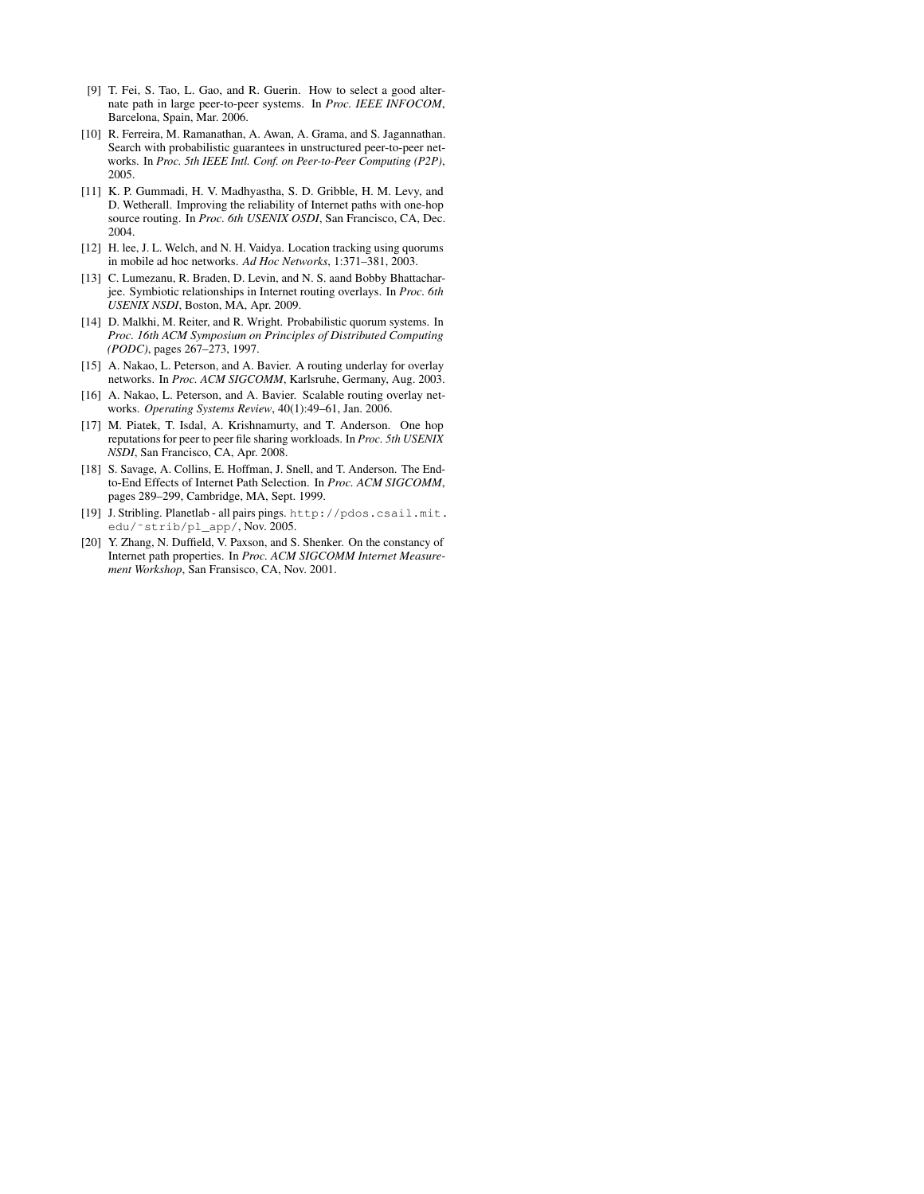[9] T. Fei, S. Tao, L. Gao, and R. Guerin. How to select a good alternate path in large peer-to-peer systems. In *Proc. IEEE INFOCOM*, Barcelona, Spain, Mar. 2006.

[10] R. Ferreira, M. Ramanathan, A. Awan, A. Grama, and S. Jagannathan. Search with probabilistic guarantees in unstructured peer-to-peer networks. In *Proc. 5th IEEE Intl. Conf. on Peer-to-Peer Computing (P2P)*, 2005.

[11] K. P. Gummadi, H. V. Madhyastha, S. D. Gribble, H. M. Levy, and D. Wetherall. Improving the reliability of Internet paths with one-hop source routing. In *Proc. 6th USENIX OSDI*, San Francisco, CA, Dec. 2004.

[12] H. lee, J. L. Welch, and N. H. Vaidya. Location tracking using quorums in mobile ad hoc networks. *Ad Hoc Networks*, 1:371–381, 2003.

[13] C. Lumezanu, R. Braden, D. Levin, and N. S. aand Bobby Bhattacharjee. Symbiotic relationships in Internet routing overlays. In *Proc. 6th USENIX NSDI*, Boston, MA, Apr. 2009.

[14] D. Malkhi, M. Reiter, and R. Wright. Probabilistic quorum systems. In *Proc. 16th ACM Symposium on Principles of Distributed Computing (PODC)*, pages 267–273, 1997.

[15] A. Nakao, L. Peterson, and A. Bavier. A routing underlay for overlay networks. In *Proc. ACM SIGCOMM*, Karlsruhe, Germany, Aug. 2003.

[16] A. Nakao, L. Peterson, and A. Bavier. Scalable routing overlay networks. *Operating Systems Review*, 40(1):49–61, Jan. 2006.

[17] M. Piatek, T. Isdal, A. Krishnamurty, and T. Anderson. One hop reputations for peer to peer file sharing workloads. In *Proc. 5th USENIX NSDI*, San Francisco, CA, Apr. 2008.

[18] S. Savage, A. Collins, E. Hoffman, J. Snell, and T. Anderson. The End-to-End Effects of Internet Path Selection. In *Proc. ACM SIGCOMM*, pages 289–299, Cambridge, MA, Sept. 1999.

[19] J. Stribling. Planetlab - all pairs pings. `http://pdos.csail.mit.edu/~strib/pl_app/`, Nov. 2005.

[20] Y. Zhang, N. Duffield, V. Paxson, and S. Shenker. On the constancy of Internet path properties. In *Proc. ACM SIGCOMM Internet Measurement Workshop*, San Fransisco, CA, Nov. 2001.